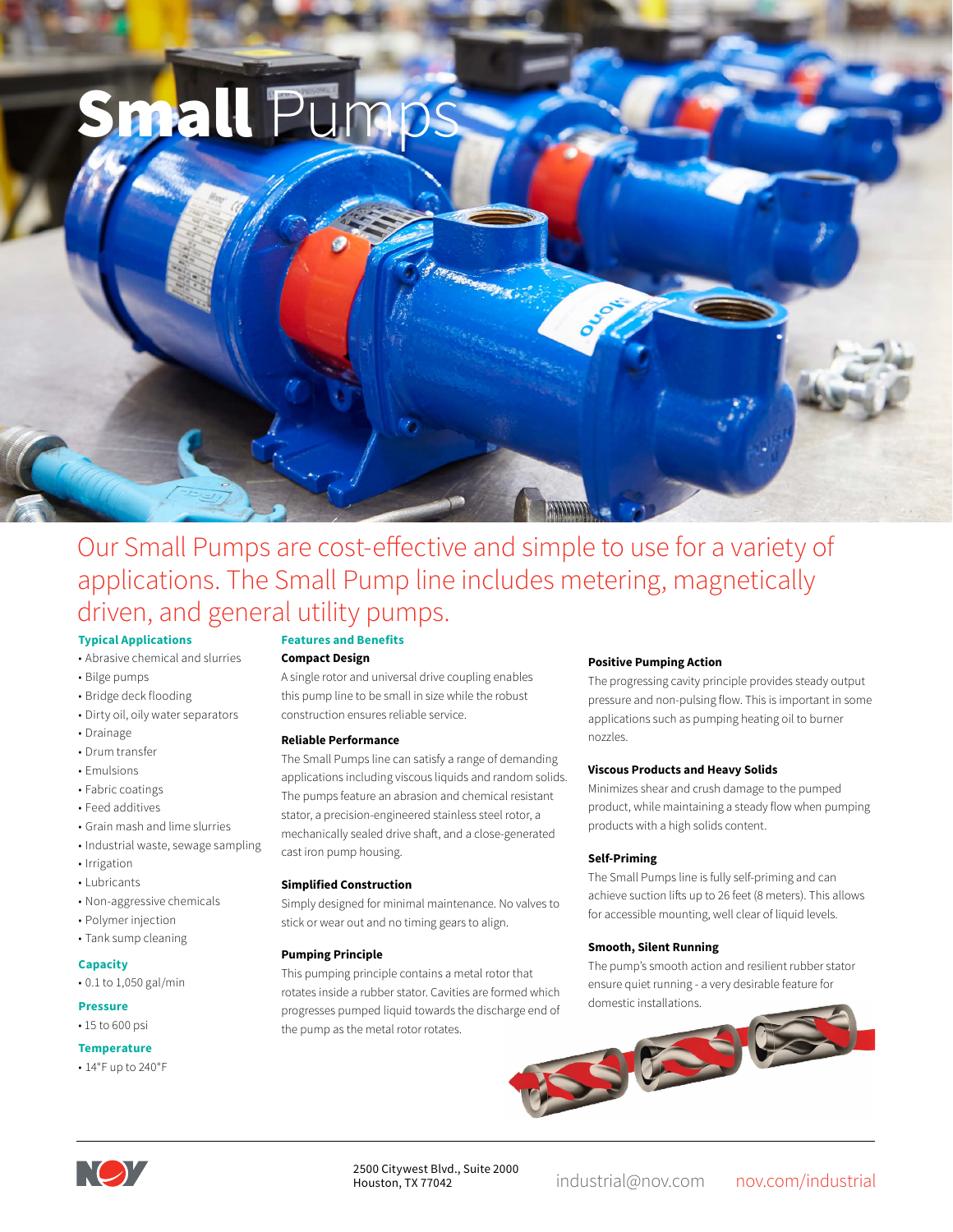# Small Pumps

Our Small Pumps are cost-effective and simple to use for a variety of applications. The Small Pump line includes metering, magnetically driven, and general utility pumps.

## Typical Applications

- Abrasive chemical and slurries
- Bilge pumps
- Bridge deck flooding
- Dirty oil, oily water separators
- Drainage
- Drum transfer
- Emulsions
- Fabric coatings
- Feed additives
- Grain mash and lime slurries
- Industrial waste, sewage sampling
- Irrigation
- Lubricants
- Non-aggressive chemicals
- Polymer injection
- Tank sump cleaning

## Capacity

- 0.1 to 1,050 gal/min

## Pressure

- 15 to 600 psi

## Temperature

- 14°F up to 240°F

## Features and Benefits

### Compact Design

A single rotor and universal drive coupling enables this pump line to be small in size while the robust construction ensures reliable service.

### Reliable Performance

The Small Pumps line can satisfy a range of demanding applications including viscous liquids and random solids. The pumps feature an abrasion and chemical resistant stator, a precision-engineered stainless steel rotor, a mechanically sealed drive shaft, and a close-generated cast iron pump housing.

### Simplified Construction

Simply designed for minimal maintenance. No valves to stick or wear out and no timing gears to align.

### Pumping Principle

This pumping principle contains a metal rotor that rotates inside a rubber stator. Cavities are formed which progresses pumped liquid towards the discharge end of the pump as the metal rotor rotates.

### Positive Pumping Action

The progressing cavity principle provides steady output pressure and non-pulsing flow. This is important in some applications such as pumping heating oil to burner nozzles.

### Viscous Products and Heavy Solids

Minimizes shear and crush damage to the pumped product, while maintaining a steady flow when pumping products with a high solids content.

### Self-Priming

The Small Pumps line is fully self-priming and can achieve suction lifts up to 26 feet (8 meters). This allows for accessible mounting, well clear of liquid levels.

### Smooth, Silent Running

The pump's smooth action and resilient rubber stator ensure quiet running - a very desirable feature for domestic installations.

2500 Citywest Blvd., Suite 2000
Houston, TX 77042

industrial@nov.com nov.com/industrial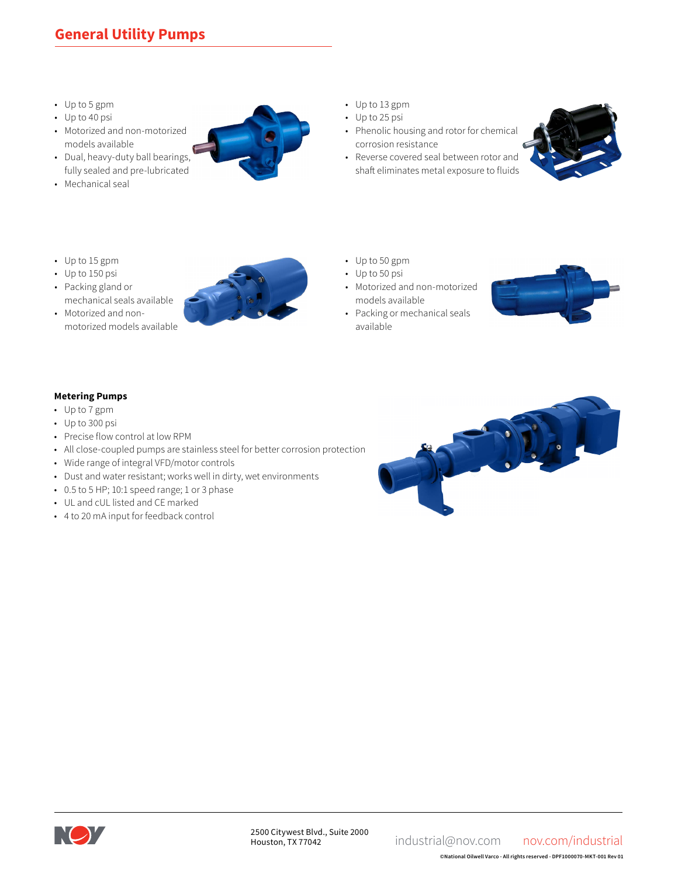## General Utility Pumps

- Up to 5 gpm
- Up to 40 psi
- Motorized and non-motorized models available
- Dual, heavy-duty ball bearings, fully sealed and pre-lubricated
- Mechanical seal

- Up to 13 gpm
- Up to 25 psi
- Phenolic housing and rotor for chemical corrosion resistance
- Reverse covered seal between rotor and shaft eliminates metal exposure to fluids

- Up to 15 gpm
- Up to 150 psi
- Packing gland or mechanical seals available
- Motorized and non-motorized models available

- Up to 50 gpm
- Up to 50 psi
- Motorized and non-motorized models available
- Packing or mechanical seals available

**Metering Pumps**

- Up to 7 gpm
- Up to 300 psi
- Precise flow control at low RPM
- All close-coupled pumps are stainless steel for better corrosion protection
- Wide range of integral VFD/motor controls
- Dust and water resistant; works well in dirty, wet environments
- 0.5 to 5 HP; 10:1 speed range; 1 or 3 phase
- UL and cUL listed and CE marked
- 4 to 20 mA input for feedback control

2500 Citywest Blvd., Suite 2000
Houston, TX 77042

industrial@nov.com nov.com/industrial

©National Oilwell Varco - All rights reserved - DPF1000070-MKT-001 Rev 01